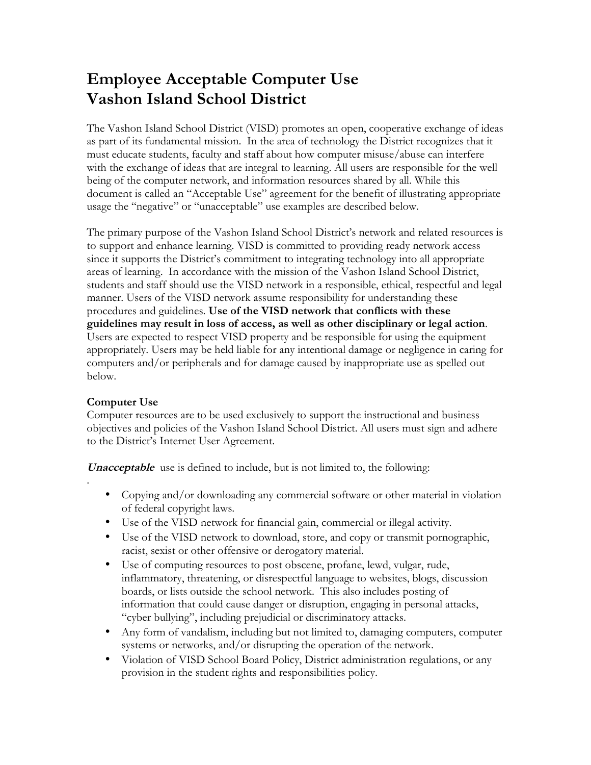# Employee Acceptable Computer Use
# Vashon Island School District

The Vashon Island School District (VISD) promotes an open, cooperative exchange of ideas as part of its fundamental mission. In the area of technology the District recognizes that it must educate students, faculty and staff about how computer misuse/abuse can interfere with the exchange of ideas that are integral to learning. All users are responsible for the well being of the computer network, and information resources shared by all. While this document is called an "Acceptable Use" agreement for the benefit of illustrating appropriate usage the "negative" or "unacceptable" use examples are described below.

The primary purpose of the Vashon Island School District's network and related resources is to support and enhance learning. VISD is committed to providing ready network access since it supports the District's commitment to integrating technology into all appropriate areas of learning. In accordance with the mission of the Vashon Island School District, students and staff should use the VISD network in a responsible, ethical, respectful and legal manner. Users of the VISD network assume responsibility for understanding these procedures and guidelines. **Use of the VISD network that conflicts with these guidelines may result in loss of access, as well as other disciplinary or legal action**. Users are expected to respect VISD property and be responsible for using the equipment appropriately. Users may be held liable for any intentional damage or negligence in caring for computers and/or peripherals and for damage caused by inappropriate use as spelled out below.

**Computer Use**
Computer resources are to be used exclusively to support the instructional and business objectives and policies of the Vashon Island School District. All users must sign and adhere to the District's Internet User Agreement.

***Unacceptable*** use is defined to include, but is not limited to, the following:

- Copying and/or downloading any commercial software or other material in violation of federal copyright laws.
- Use of the VISD network for financial gain, commercial or illegal activity.
- Use of the VISD network to download, store, and copy or transmit pornographic, racist, sexist or other offensive or derogatory material.
- Use of computing resources to post obscene, profane, lewd, vulgar, rude, inflammatory, threatening, or disrespectful language to websites, blogs, discussion boards, or lists outside the school network. This also includes posting of information that could cause danger or disruption, engaging in personal attacks, "cyber bullying", including prejudicial or discriminatory attacks.
- Any form of vandalism, including but not limited to, damaging computers, computer systems or networks, and/or disrupting the operation of the network.
- Violation of VISD School Board Policy, District administration regulations, or any provision in the student rights and responsibilities policy.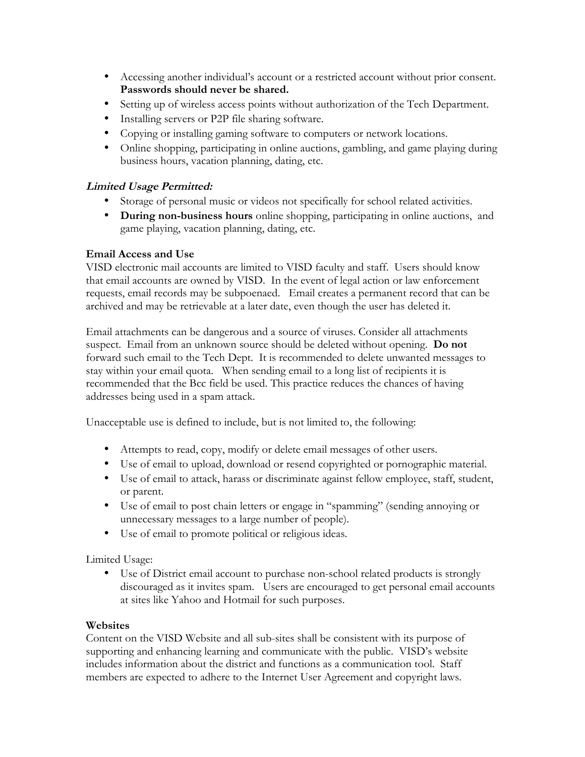- Accessing another individual's account or a restricted account without prior consent. **Passwords should never be shared.**
- Setting up of wireless access points without authorization of the Tech Department.
- Installing servers or P2P file sharing software.
- Copying or installing gaming software to computers or network locations.
- Online shopping, participating in online auctions, gambling, and game playing during business hours, vacation planning, dating, etc.

***Limited Usage Permitted:***

- Storage of personal music or videos not specifically for school related activities.
- **During non-business hours** online shopping, participating in online auctions, and game playing, vacation planning, dating, etc.

**Email Access and Use**

VISD electronic mail accounts are limited to VISD faculty and staff. Users should know that email accounts are owned by VISD. In the event of legal action or law enforcement requests, email records may be subpoenaed. Email creates a permanent record that can be archived and may be retrievable at a later date, even though the user has deleted it.

Email attachments can be dangerous and a source of viruses. Consider all attachments suspect. Email from an unknown source should be deleted without opening. **Do not** forward such email to the Tech Dept. It is recommended to delete unwanted messages to stay within your email quota. When sending email to a long list of recipients it is recommended that the Bcc field be used. This practice reduces the chances of having addresses being used in a spam attack.

Unacceptable use is defined to include, but is not limited to, the following:

- Attempts to read, copy, modify or delete email messages of other users.
- Use of email to upload, download or resend copyrighted or pornographic material.
- Use of email to attack, harass or discriminate against fellow employee, staff, student, or parent.
- Use of email to post chain letters or engage in "spamming" (sending annoying or unnecessary messages to a large number of people).
- Use of email to promote political or religious ideas.

Limited Usage:

- Use of District email account to purchase non-school related products is strongly discouraged as it invites spam. Users are encouraged to get personal email accounts at sites like Yahoo and Hotmail for such purposes.

**Websites**

Content on the VISD Website and all sub-sites shall be consistent with its purpose of supporting and enhancing learning and communicate with the public. VISD's website includes information about the district and functions as a communication tool. Staff members are expected to adhere to the Internet User Agreement and copyright laws.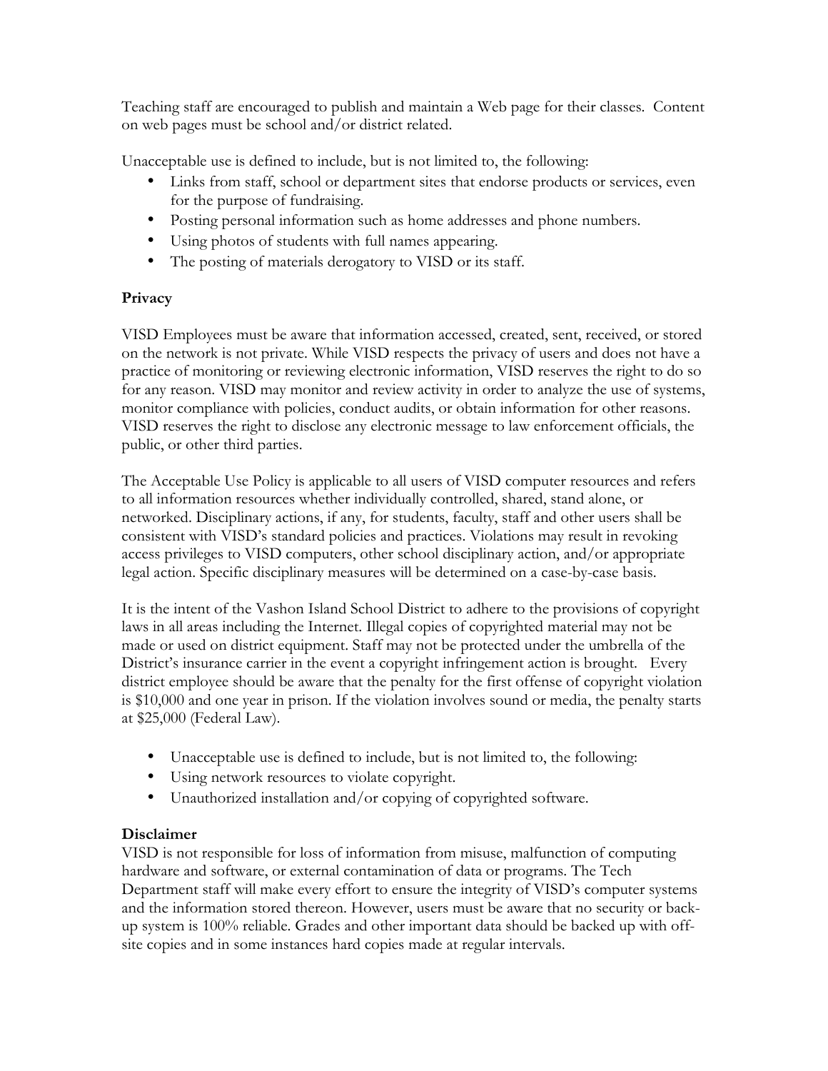Teaching staff are encouraged to publish and maintain a Web page for their classes. Content on web pages must be school and/or district related.

Unacceptable use is defined to include, but is not limited to, the following:

- Links from staff, school or department sites that endorse products or services, even for the purpose of fundraising.
- Posting personal information such as home addresses and phone numbers.
- Using photos of students with full names appearing.
- The posting of materials derogatory to VISD or its staff.

**Privacy**

VISD Employees must be aware that information accessed, created, sent, received, or stored on the network is not private. While VISD respects the privacy of users and does not have a practice of monitoring or reviewing electronic information, VISD reserves the right to do so for any reason. VISD may monitor and review activity in order to analyze the use of systems, monitor compliance with policies, conduct audits, or obtain information for other reasons. VISD reserves the right to disclose any electronic message to law enforcement officials, the public, or other third parties.

The Acceptable Use Policy is applicable to all users of VISD computer resources and refers to all information resources whether individually controlled, shared, stand alone, or networked. Disciplinary actions, if any, for students, faculty, staff and other users shall be consistent with VISD's standard policies and practices. Violations may result in revoking access privileges to VISD computers, other school disciplinary action, and/or appropriate legal action. Specific disciplinary measures will be determined on a case-by-case basis.

It is the intent of the Vashon Island School District to adhere to the provisions of copyright laws in all areas including the Internet. Illegal copies of copyrighted material may not be made or used on district equipment. Staff may not be protected under the umbrella of the District's insurance carrier in the event a copyright infringement action is brought. Every district employee should be aware that the penalty for the first offense of copyright violation is $10,000 and one year in prison. If the violation involves sound or media, the penalty starts at $25,000 (Federal Law).

- Unacceptable use is defined to include, but is not limited to, the following:
- Using network resources to violate copyright.
- Unauthorized installation and/or copying of copyrighted software.

**Disclaimer**

VISD is not responsible for loss of information from misuse, malfunction of computing hardware and software, or external contamination of data or programs. The Tech Department staff will make every effort to ensure the integrity of VISD's computer systems and the information stored thereon. However, users must be aware that no security or back-up system is 100% reliable. Grades and other important data should be backed up with off-site copies and in some instances hard copies made at regular intervals.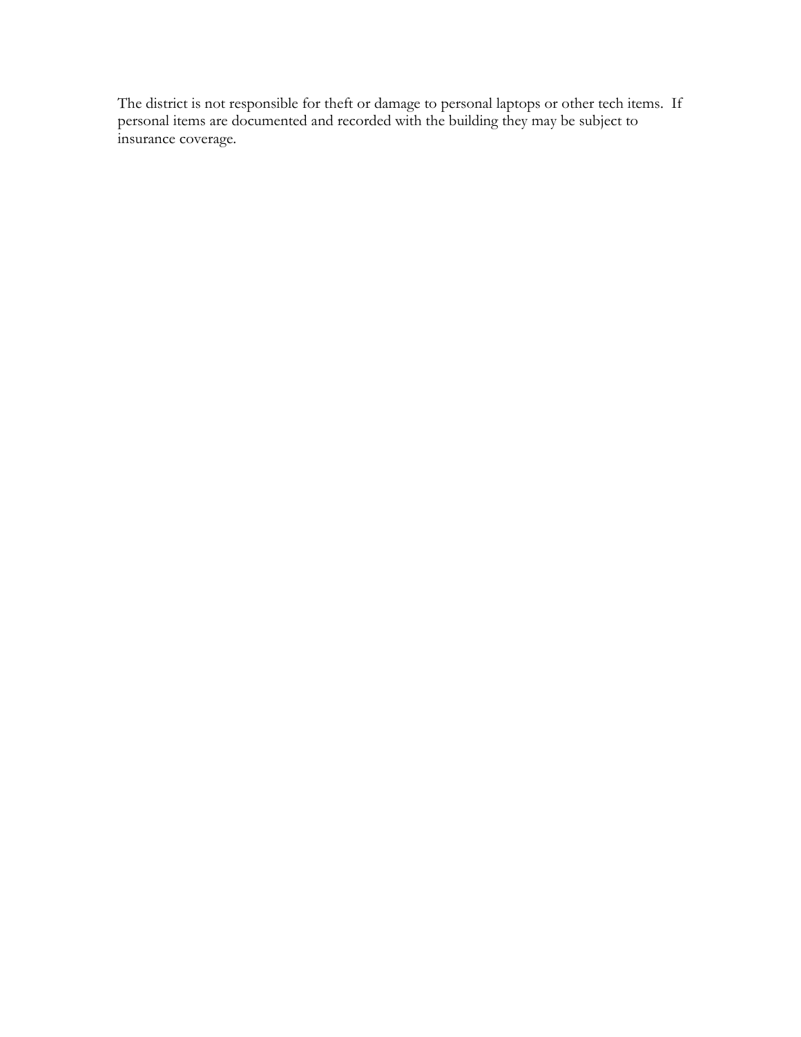The district is not responsible for theft or damage to personal laptops or other tech items. If personal items are documented and recorded with the building they may be subject to insurance coverage.